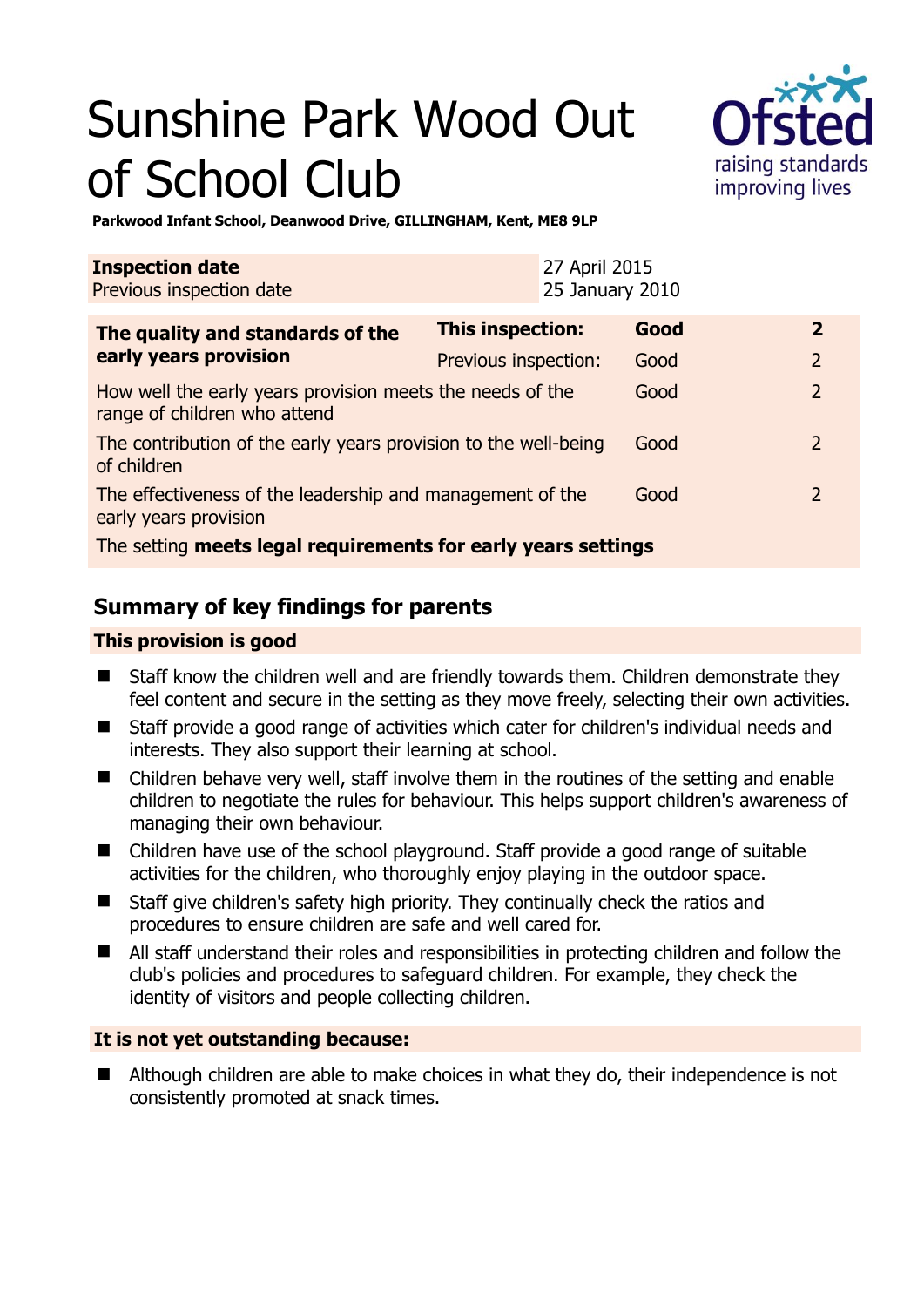# Sunshine Park Wood Out of School Club

**Parkwood Infant School, Deanwood Drive, GILLINGHAM, Kent, ME8 9LP**

| **Inspection date** | 27 April 2015 |
|---|---|
| Previous inspection date | 25 January 2010 |

| **The quality and standards of the early years provision** | **This inspection:** | **Good** | **2** |
|---|---|---|---|
| | Previous inspection: | Good | 2 |
| How well the early years provision meets the needs of the range of children who attend | | Good | 2 |
| The contribution of the early years provision to the well-being of children | | Good | 2 |
| The effectiveness of the leadership and management of the early years provision | | Good | 2 |
| The setting **meets legal requirements for early years settings** | | | |

## Summary of key findings for parents

### This provision is good

- Staff know the children well and are friendly towards them. Children demonstrate they feel content and secure in the setting as they move freely, selecting their own activities.
- Staff provide a good range of activities which cater for children's individual needs and interests. They also support their learning at school.
- Children behave very well, staff involve them in the routines of the setting and enable children to negotiate the rules for behaviour. This helps support children's awareness of managing their own behaviour.
- Children have use of the school playground. Staff provide a good range of suitable activities for the children, who thoroughly enjoy playing in the outdoor space.
- Staff give children's safety high priority. They continually check the ratios and procedures to ensure children are safe and well cared for.
- All staff understand their roles and responsibilities in protecting children and follow the club's policies and procedures to safeguard children. For example, they check the identity of visitors and people collecting children.

### It is not yet outstanding because:

- Although children are able to make choices in what they do, their independence is not consistently promoted at snack times.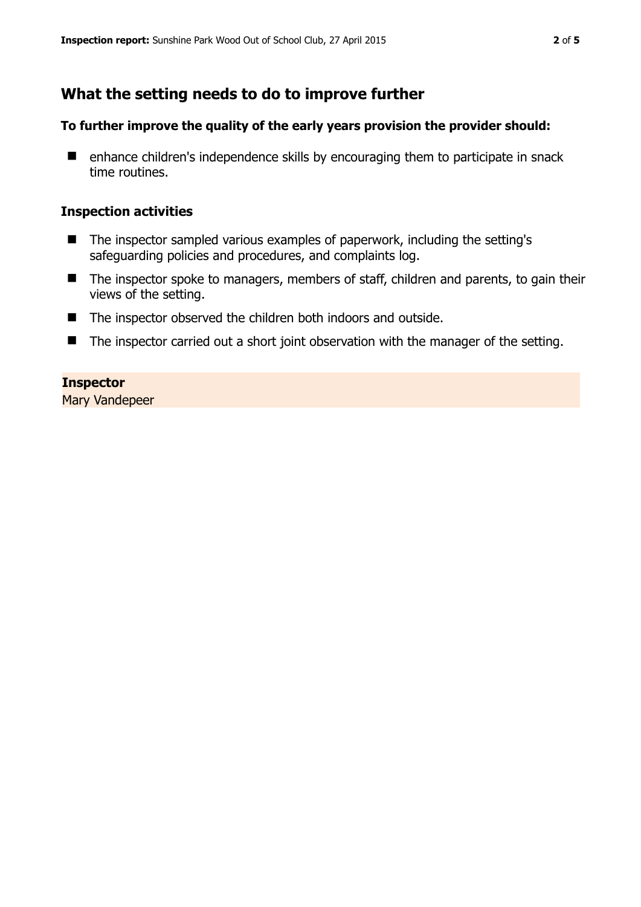## What the setting needs to do to improve further

### To further improve the quality of the early years provision the provider should:

- enhance children's independence skills by encouraging them to participate in snack time routines.

### Inspection activities

- The inspector sampled various examples of paperwork, including the setting's safeguarding policies and procedures, and complaints log.
- The inspector spoke to managers, members of staff, children and parents, to gain their views of the setting.
- The inspector observed the children both indoors and outside.
- The inspector carried out a short joint observation with the manager of the setting.

**Inspector**
Mary Vandepeer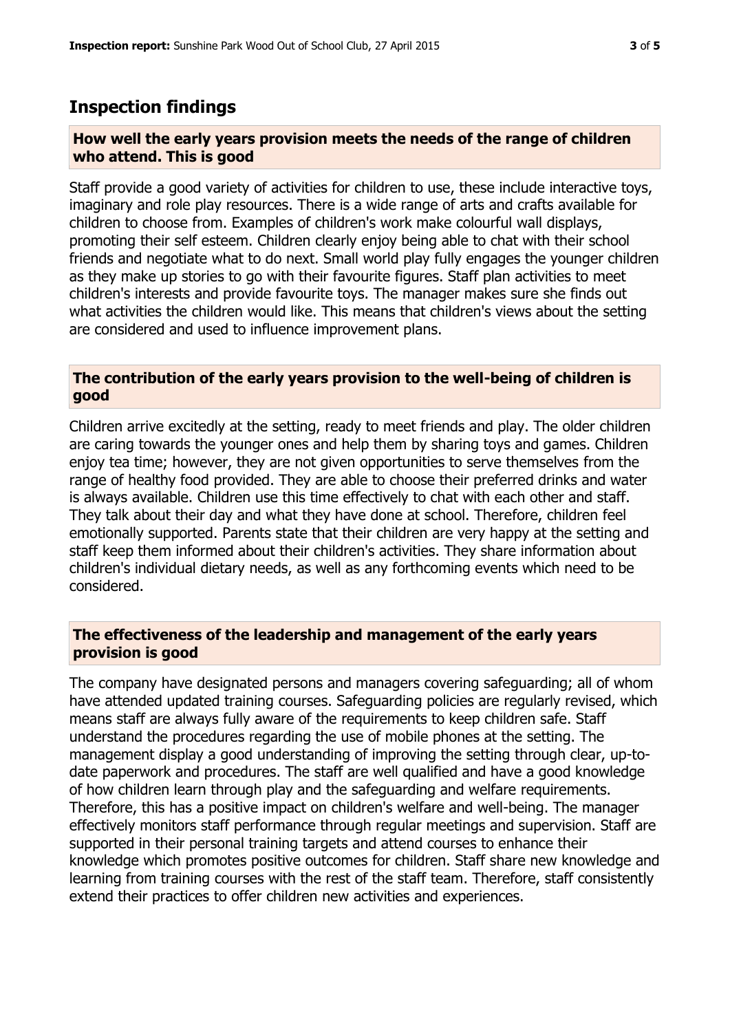## Inspection findings

### How well the early years provision meets the needs of the range of children who attend. This is good

Staff provide a good variety of activities for children to use, these include interactive toys, imaginary and role play resources. There is a wide range of arts and crafts available for children to choose from. Examples of children's work make colourful wall displays, promoting their self esteem. Children clearly enjoy being able to chat with their school friends and negotiate what to do next. Small world play fully engages the younger children as they make up stories to go with their favourite figures. Staff plan activities to meet children's interests and provide favourite toys. The manager makes sure she finds out what activities the children would like. This means that children's views about the setting are considered and used to influence improvement plans.

### The contribution of the early years provision to the well-being of children is good

Children arrive excitedly at the setting, ready to meet friends and play. The older children are caring towards the younger ones and help them by sharing toys and games. Children enjoy tea time; however, they are not given opportunities to serve themselves from the range of healthy food provided. They are able to choose their preferred drinks and water is always available. Children use this time effectively to chat with each other and staff. They talk about their day and what they have done at school. Therefore, children feel emotionally supported. Parents state that their children are very happy at the setting and staff keep them informed about their children's activities. They share information about children's individual dietary needs, as well as any forthcoming events which need to be considered.

### The effectiveness of the leadership and management of the early years provision is good

The company have designated persons and managers covering safeguarding; all of whom have attended updated training courses. Safeguarding policies are regularly revised, which means staff are always fully aware of the requirements to keep children safe. Staff understand the procedures regarding the use of mobile phones at the setting. The management display a good understanding of improving the setting through clear, up-to-date paperwork and procedures. The staff are well qualified and have a good knowledge of how children learn through play and the safeguarding and welfare requirements. Therefore, this has a positive impact on children's welfare and well-being. The manager effectively monitors staff performance through regular meetings and supervision. Staff are supported in their personal training targets and attend courses to enhance their knowledge which promotes positive outcomes for children. Staff share new knowledge and learning from training courses with the rest of the staff team. Therefore, staff consistently extend their practices to offer children new activities and experiences.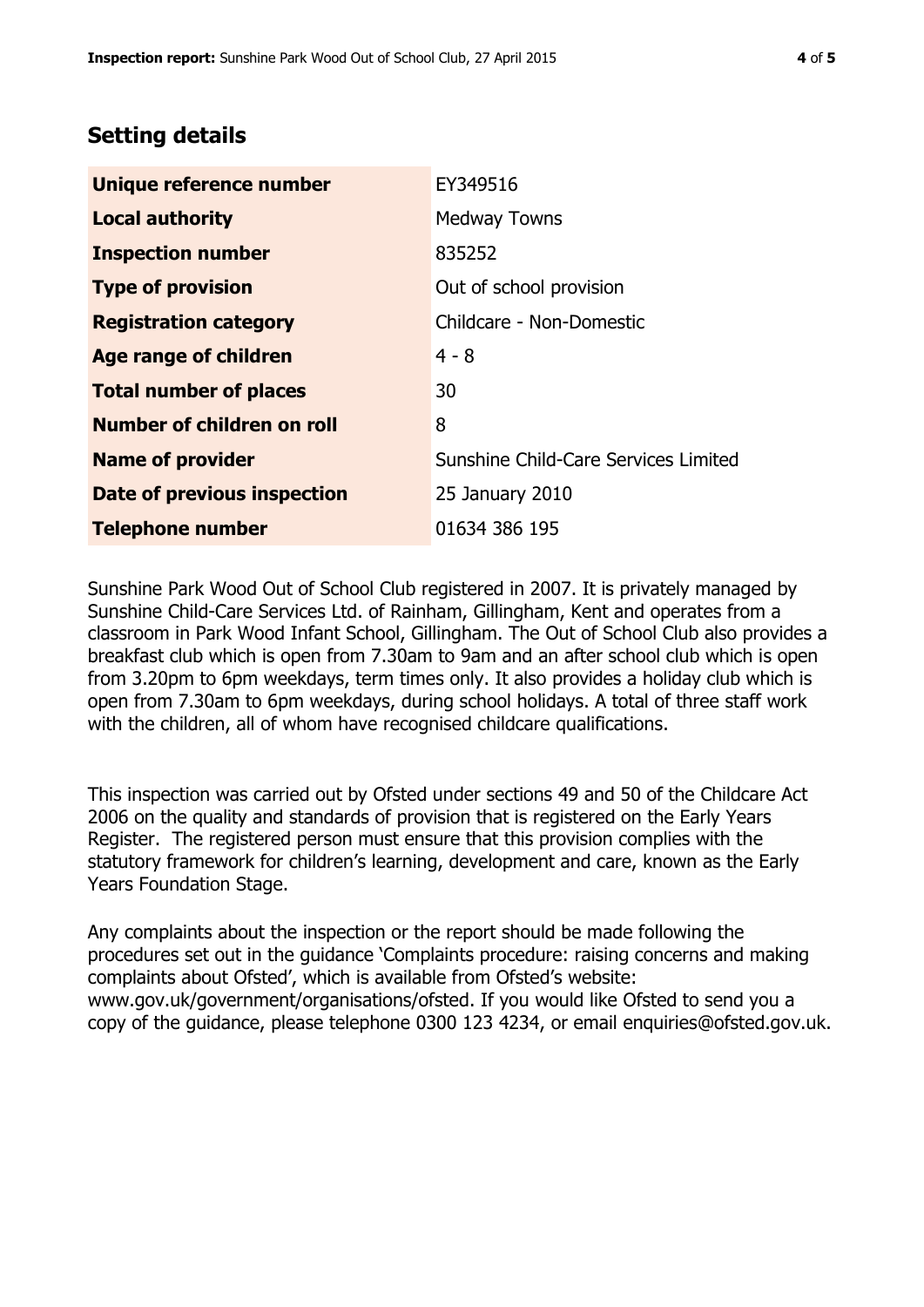## Setting details

| | |
|---|---|
| **Unique reference number** | EY349516 |
| **Local authority** | Medway Towns |
| **Inspection number** | 835252 |
| **Type of provision** | Out of school provision |
| **Registration category** | Childcare - Non-Domestic |
| **Age range of children** | 4 - 8 |
| **Total number of places** | 30 |
| **Number of children on roll** | 8 |
| **Name of provider** | Sunshine Child-Care Services Limited |
| **Date of previous inspection** | 25 January 2010 |
| **Telephone number** | 01634 386 195 |

Sunshine Park Wood Out of School Club registered in 2007. It is privately managed by Sunshine Child-Care Services Ltd. of Rainham, Gillingham, Kent and operates from a classroom in Park Wood Infant School, Gillingham. The Out of School Club also provides a breakfast club which is open from 7.30am to 9am and an after school club which is open from 3.20pm to 6pm weekdays, term times only. It also provides a holiday club which is open from 7.30am to 6pm weekdays, during school holidays. A total of three staff work with the children, all of whom have recognised childcare qualifications.

This inspection was carried out by Ofsted under sections 49 and 50 of the Childcare Act 2006 on the quality and standards of provision that is registered on the Early Years Register. The registered person must ensure that this provision complies with the statutory framework for children's learning, development and care, known as the Early Years Foundation Stage.

Any complaints about the inspection or the report should be made following the procedures set out in the guidance 'Complaints procedure: raising concerns and making complaints about Ofsted', which is available from Ofsted's website: www.gov.uk/government/organisations/ofsted. If you would like Ofsted to send you a copy of the guidance, please telephone 0300 123 4234, or email enquiries@ofsted.gov.uk.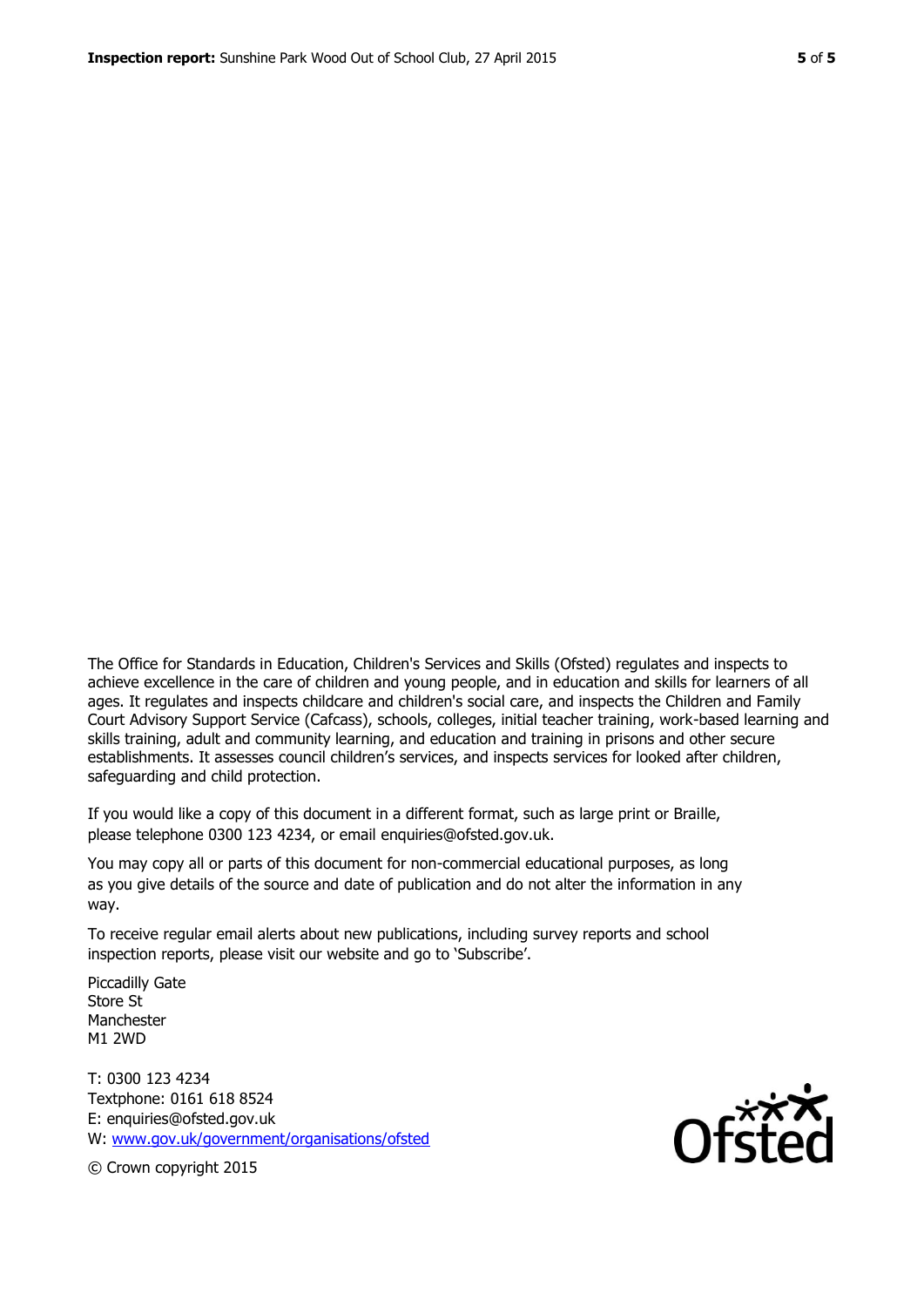The Office for Standards in Education, Children's Services and Skills (Ofsted) regulates and inspects to achieve excellence in the care of children and young people, and in education and skills for learners of all ages. It regulates and inspects childcare and children's social care, and inspects the Children and Family Court Advisory Support Service (Cafcass), schools, colleges, initial teacher training, work-based learning and skills training, adult and community learning, and education and training in prisons and other secure establishments. It assesses council children's services, and inspects services for looked after children, safeguarding and child protection.

If you would like a copy of this document in a different format, such as large print or Braille, please telephone 0300 123 4234, or email enquiries@ofsted.gov.uk.

You may copy all or parts of this document for non-commercial educational purposes, as long as you give details of the source and date of publication and do not alter the information in any way.

To receive regular email alerts about new publications, including survey reports and school inspection reports, please visit our website and go to 'Subscribe'.

Piccadilly Gate
Store St
Manchester
M1 2WD

T: 0300 123 4234
Textphone: 0161 618 8524
E: enquiries@ofsted.gov.uk
W: [www.gov.uk/government/organisations/ofsted](www.gov.uk/government/organisations/ofsted)

© Crown copyright 2015